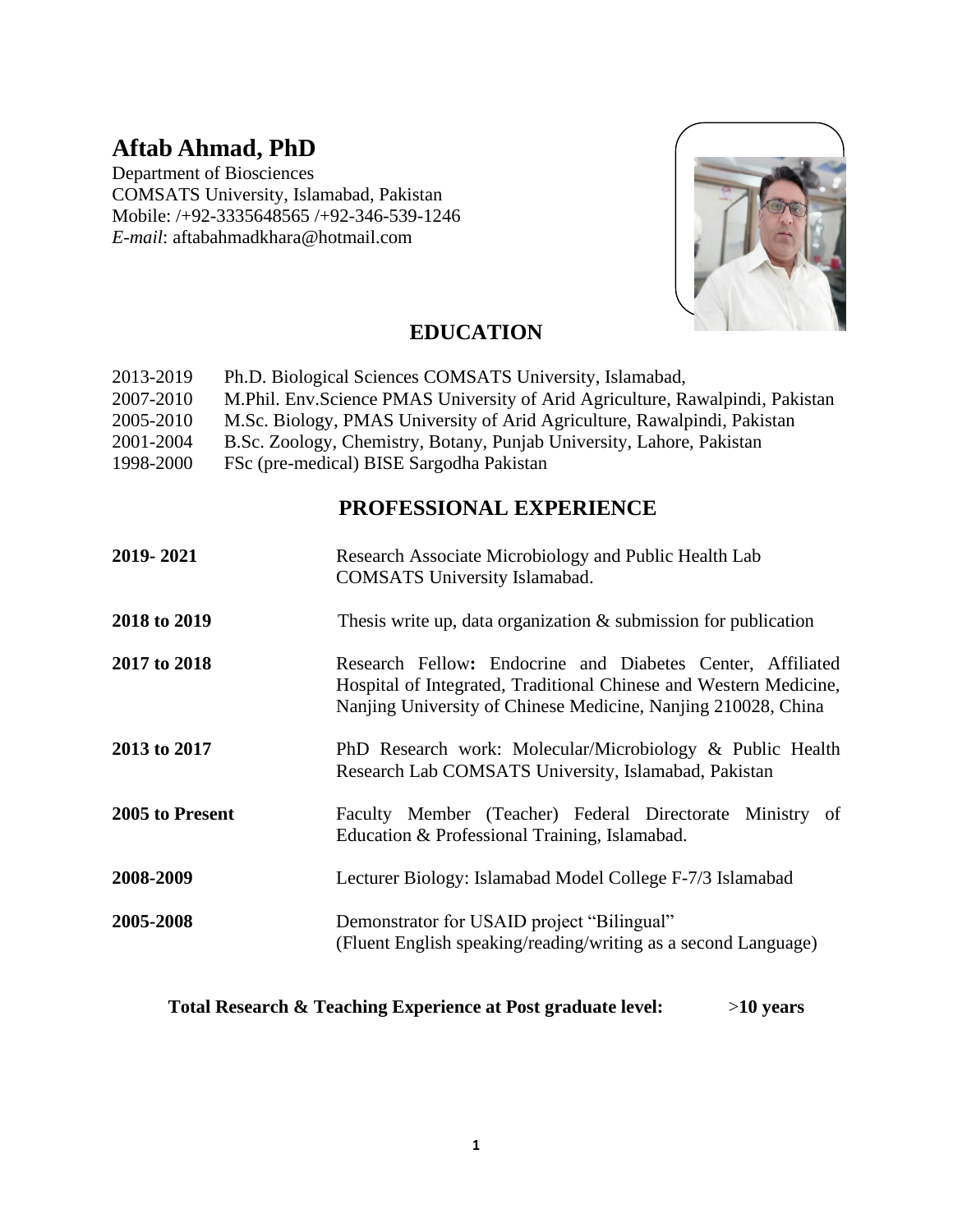# Aftab Ahmad, PhD

Department of Biosciences
COMSATS University, Islamabad, Pakistan
Mobile: /+92-3335648565 /+92-346-539-1246
*E-mail*: aftabahmadkhara@hotmail.com

## EDUCATION

2013-2019 Ph.D. Biological Sciences COMSATS University, Islamabad,
2007-2010 M.Phil. Env.Science PMAS University of Arid Agriculture, Rawalpindi, Pakistan
2005-2010 M.Sc. Biology, PMAS University of Arid Agriculture, Rawalpindi, Pakistan
2001-2004 B.Sc. Zoology, Chemistry, Botany, Punjab University, Lahore, Pakistan
1998-2000 FSc (pre-medical) BISE Sargodha Pakistan

## PROFESSIONAL EXPERIENCE

**2019- 2021** Research Associate Microbiology and Public Health Lab COMSATS University Islamabad.

**2018 to 2019** Thesis write up, data organization & submission for publication

**2017 to 2018** Research Fellow**:** Endocrine and Diabetes Center, Affiliated Hospital of Integrated, Traditional Chinese and Western Medicine, Nanjing University of Chinese Medicine, Nanjing 210028, China

**2013 to 2017** PhD Research work: Molecular/Microbiology & Public Health Research Lab COMSATS University, Islamabad, Pakistan

**2005 to Present** Faculty Member (Teacher) Federal Directorate Ministry of Education & Professional Training, Islamabad.

**2008-2009** Lecturer Biology: Islamabad Model College F-7/3 Islamabad

**2005-2008** Demonstrator for USAID project "Bilingual" (Fluent English speaking/reading/writing as a second Language)

**Total Research & Teaching Experience at Post graduate level:** >**10 years**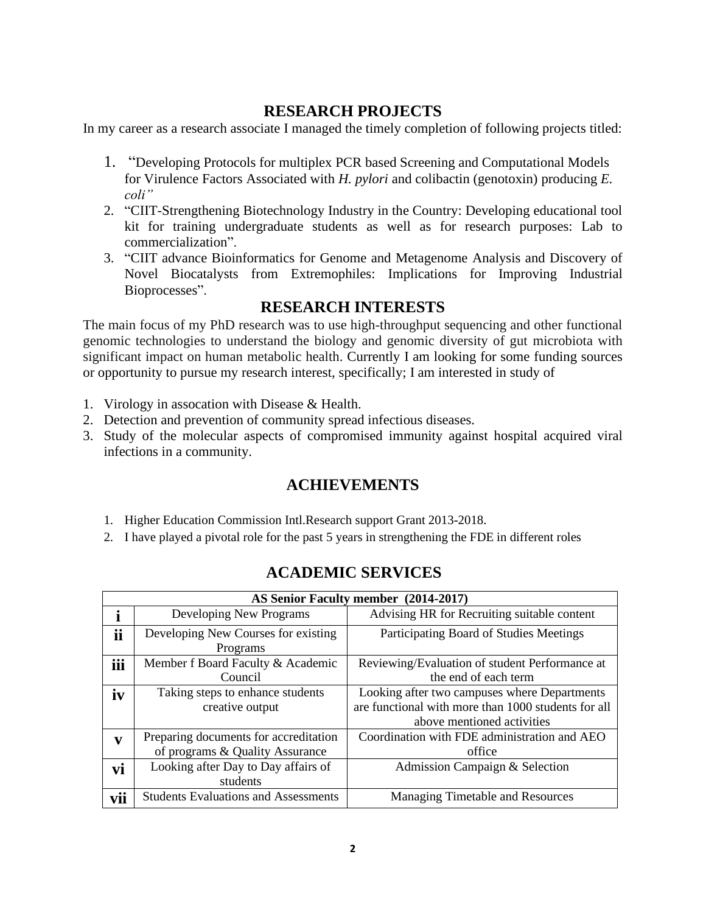## RESEARCH PROJECTS

In my career as a research associate I managed the timely completion of following projects titled:

1. "Developing Protocols for multiplex PCR based Screening and Computational Models for Virulence Factors Associated with *H. pylori* and colibactin (genotoxin) producing *E. coli"*
2. "CIIT-Strengthening Biotechnology Industry in the Country: Developing educational tool kit for training undergraduate students as well as for research purposes: Lab to commercialization".
3. "CIIT advance Bioinformatics for Genome and Metagenome Analysis and Discovery of Novel Biocatalysts from Extremophiles: Implications for Improving Industrial Bioprocesses".

## RESEARCH INTERESTS

The main focus of my PhD research was to use high-throughput sequencing and other functional genomic technologies to understand the biology and genomic diversity of gut microbiota with significant impact on human metabolic health. Currently I am looking for some funding sources or opportunity to pursue my research interest, specifically; I am interested in study of

1. Virology in assocation with Disease & Health.
2. Detection and prevention of community spread infectious diseases.
3. Study of the molecular aspects of compromised immunity against hospital acquired viral infections in a community.

## ACHIEVEMENTS

1. Higher Education Commission Intl.Research support Grant 2013-2018.
2. I have played a pivotal role for the past 5 years in strengthening the FDE in different roles

## ACADEMIC SERVICES

| AS Senior Faculty member (2014-2017) | | |
|---|---|---|
| **i** | Developing New Programs | Advising HR for Recruiting suitable content |
| **ii** | Developing New Courses for existing Programs | Participating Board of Studies Meetings |
| **iii** | Member f Board Faculty & Academic Council | Reviewing/Evaluation of student Performance at the end of each term |
| **iv** | Taking steps to enhance students creative output | Looking after two campuses where Departments are functional with more than 1000 students for all above mentioned activities |
| **v** | Preparing documents for accreditation of programs & Quality Assurance | Coordination with FDE administration and AEO office |
| **vi** | Looking after Day to Day affairs of students | Admission Campaign & Selection |
| **vii** | Students Evaluations and Assessments | Managing Timetable and Resources |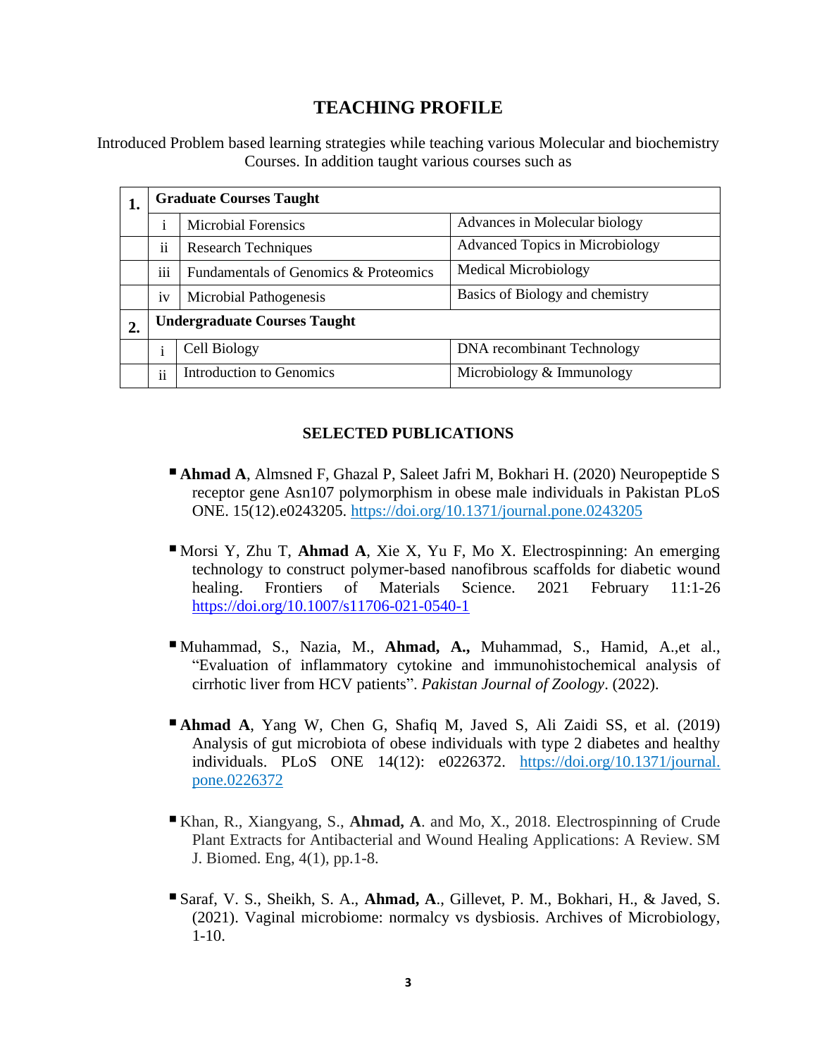# TEACHING PROFILE

Introduced Problem based learning strategies while teaching various Molecular and biochemistry Courses. In addition taught various courses such as

| 1. | Graduate Courses Taught | | |
|---|---|---|---|
| | i | Microbial Forensics | Advances in Molecular biology |
| | ii | Research Techniques | Advanced Topics in Microbiology |
| | iii | Fundamentals of Genomics & Proteomics | Medical Microbiology |
| | iv | Microbial Pathogenesis | Basics of Biology and chemistry |
| **2.** | **Undergraduate Courses Taught** | | |
| | i | Cell Biology | DNA recombinant Technology |
| | ii | Introduction to Genomics | Microbiology & Immunology |

## SELECTED PUBLICATIONS

- **Ahmad A**, Almsned F, Ghazal P, Saleet Jafri M, Bokhari H. (2020) Neuropeptide S receptor gene Asn107 polymorphism in obese male individuals in Pakistan PLoS ONE. 15(12).e0243205. https://doi.org/10.1371/journal.pone.0243205

- Morsi Y, Zhu T, **Ahmad A**, Xie X, Yu F, Mo X. Electrospinning: An emerging technology to construct polymer-based nanofibrous scaffolds for diabetic wound healing. Frontiers of Materials Science. 2021 February 11:1-26 https://doi.org/10.1007/s11706-021-0540-1

- Muhammad, S., Nazia, M., **Ahmad, A.,** Muhammad, S., Hamid, A.,et al., "Evaluation of inflammatory cytokine and immunohistochemical analysis of cirrhotic liver from HCV patients". *Pakistan Journal of Zoology*. (2022).

- **Ahmad A**, Yang W, Chen G, Shafiq M, Javed S, Ali Zaidi SS, et al. (2019) Analysis of gut microbiota of obese individuals with type 2 diabetes and healthy individuals. PLoS ONE 14(12): e0226372. https://doi.org/10.1371/journal.pone.0226372

- Khan, R., Xiangyang, S., **Ahmad, A**. and Mo, X., 2018. Electrospinning of Crude Plant Extracts for Antibacterial and Wound Healing Applications: A Review. SM J. Biomed. Eng, 4(1), pp.1-8.

- Saraf, V. S., Sheikh, S. A., **Ahmad, A**., Gillevet, P. M., Bokhari, H., & Javed, S. (2021). Vaginal microbiome: normalcy vs dysbiosis. Archives of Microbiology, 1-10.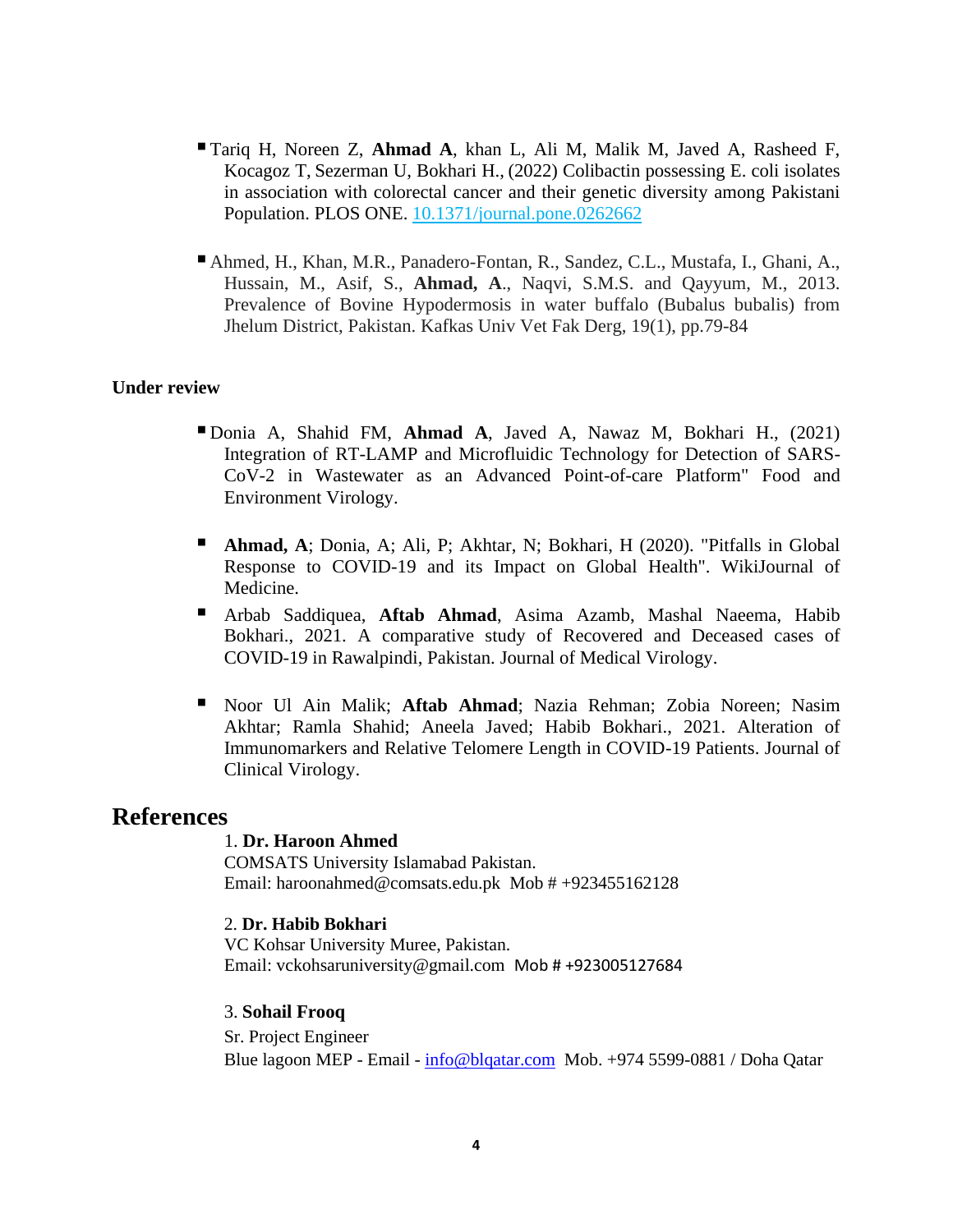- Tariq H, Noreen Z, **Ahmad A**, khan L, Ali M, Malik M, Javed A, Rasheed F, Kocagoz T, Sezerman U, Bokhari H., (2022) Colibactin possessing E. coli isolates in association with colorectal cancer and their genetic diversity among Pakistani Population. PLOS ONE. [10.1371/journal.pone.0262662](10.1371/journal.pone.0262662)

- Ahmed, H., Khan, M.R., Panadero-Fontan, R., Sandez, C.L., Mustafa, I., Ghani, A., Hussain, M., Asif, S., **Ahmad, A**., Naqvi, S.M.S. and Qayyum, M., 2013. Prevalence of Bovine Hypodermosis in water buffalo (Bubalus bubalis) from Jhelum District, Pakistan. Kafkas Univ Vet Fak Derg, 19(1), pp.79-84

**Under review**

- Donia A, Shahid FM, **Ahmad A**, Javed A, Nawaz M, Bokhari H., (2021) Integration of RT-LAMP and Microfluidic Technology for Detection of SARS-CoV-2 in Wastewater as an Advanced Point-of-care Platform" Food and Environment Virology.

- **Ahmad, A**; Donia, A; Ali, P; Akhtar, N; Bokhari, H (2020). "Pitfalls in Global Response to COVID-19 and its Impact on Global Health". WikiJournal of Medicine.
- Arbab Saddiquea, **Aftab Ahmad**, Asima Azamb, Mashal Naeema, Habib Bokhari., 2021. A comparative study of Recovered and Deceased cases of COVID-19 in Rawalpindi, Pakistan. Journal of Medical Virology.

- Noor Ul Ain Malik; **Aftab Ahmad**; Nazia Rehman; Zobia Noreen; Nasim Akhtar; Ramla Shahid; Aneela Javed; Habib Bokhari., 2021. Alteration of Immunomarkers and Relative Telomere Length in COVID-19 Patients. Journal of Clinical Virology.

## References

1. **Dr. Haroon Ahmed**
COMSATS University Islamabad Pakistan.
Email: haroonahmed@comsats.edu.pk Mob # +923455162128

2. **Dr. Habib Bokhari**
VC Kohsar University Muree, Pakistan.
Email: vckohsaruniversity@gmail.com Mob # +923005127684

3. **Sohail Frooq**
Sr. Project Engineer
Blue lagoon MEP - Email - [info@blqatar.com](mailto:info@blqatar.com) Mob. +974 5599-0881 / Doha Qatar